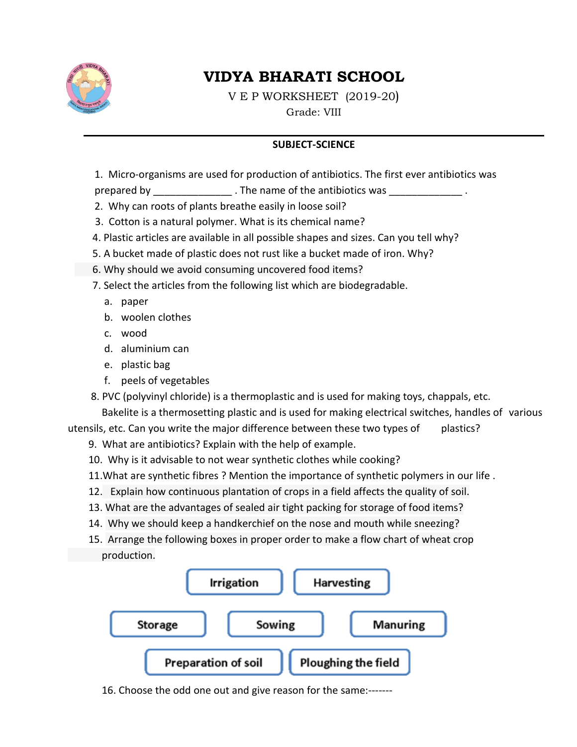# VIDYA BHARATI SCHOOL

V E P WORKSHEET (2019-20)

Grade: VIII

**SUBJECT-SCIENCE**

1. Micro-organisms are used for production of antibiotics. The first ever antibiotics was prepared by ______________ . The name of the antibiotics was _____________ .
2. Why can roots of plants breathe easily in loose soil?
3. Cotton is a natural polymer. What is its chemical name?
4. Plastic articles are available in all possible shapes and sizes. Can you tell why?
5. A bucket made of plastic does not rust like a bucket made of iron. Why?
6. Why should we avoid consuming uncovered food items?
7. Select the articles from the following list which are biodegradable.
   a. paper
   b. woolen clothes
   c. wood
   d. aluminium can
   e. plastic bag
   f. peels of vegetables
8. PVC (polyvinyl chloride) is a thermoplastic and is used for making toys, chappals, etc. Bakelite is a thermosetting plastic and is used for making electrical switches, handles of various utensils, etc. Can you write the major difference between these two types of plastics?
9. What are antibiotics? Explain with the help of example.
10. Why is it advisable to not wear synthetic clothes while cooking?
11. What are synthetic fibres ? Mention the importance of synthetic polymers in our life .
12. Explain how continuous plantation of crops in a field affects the quality of soil.
13. What are the advantages of sealed air tight packing for storage of food items?
14. Why we should keep a handkerchief on the nose and mouth while sneezing?
15. Arrange the following boxes in proper order to make a flow chart of wheat crop production.

    Irrigation | Harvesting

    Storage | Sowing | Manuring

    Preparation of soil | Ploughing the field

16. Choose the odd one out and give reason for the same:-------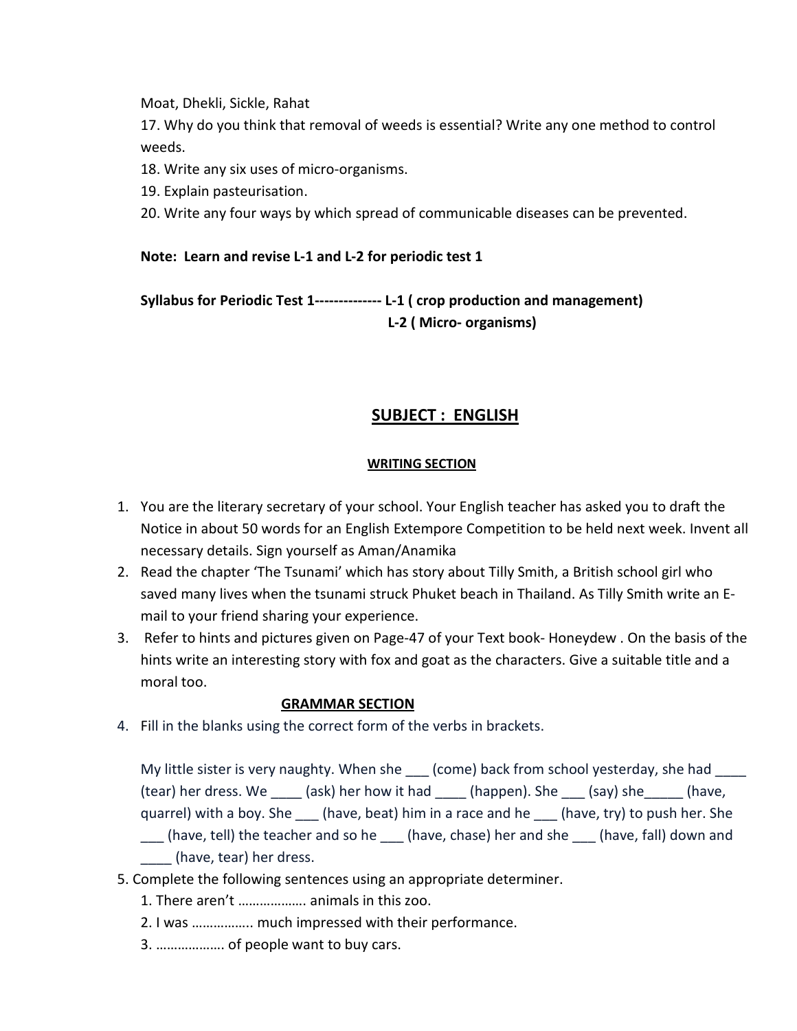Moat, Dhekli, Sickle, Rahat

17. Why do you think that removal of weeds is essential? Write any one method to control weeds.
18. Write any six uses of micro-organisms.
19. Explain pasteurisation.
20. Write any four ways by which spread of communicable diseases can be prevented.

**Note: Learn and revise L-1 and L-2 for periodic test 1**

**Syllabus for Periodic Test 1-------------- L-1 ( crop production and management)**
**L-2 ( Micro- organisms)**

## SUBJECT : ENGLISH

### WRITING SECTION

1. You are the literary secretary of your school. Your English teacher has asked you to draft the Notice in about 50 words for an English Extempore Competition to be held next week. Invent all necessary details. Sign yourself as Aman/Anamika
2. Read the chapter 'The Tsunami' which has story about Tilly Smith, a British school girl who saved many lives when the tsunami struck Phuket beach in Thailand. As Tilly Smith write an E-mail to your friend sharing your experience.
3. Refer to hints and pictures given on Page-47 of your Text book- Honeydew . On the basis of the hints write an interesting story with fox and goat as the characters. Give a suitable title and a moral too.

### GRAMMAR SECTION

4. Fill in the blanks using the correct form of the verbs in brackets.

   My little sister is very naughty. When she ___ (come) back from school yesterday, she had ____ (tear) her dress. We ____ (ask) her how it had ____ (happen). She ___ (say) she_____ (have, quarrel) with a boy. She ___ (have, beat) him in a race and he ___ (have, try) to push her. She ___ (have, tell) the teacher and so he ___ (have, chase) her and she ___ (have, fall) down and ____ (have, tear) her dress.

5. Complete the following sentences using an appropriate determiner.
   1. There aren't ………………. animals in this zoo.
   2. I was …………….. much impressed with their performance.
   3. ………………. of people want to buy cars.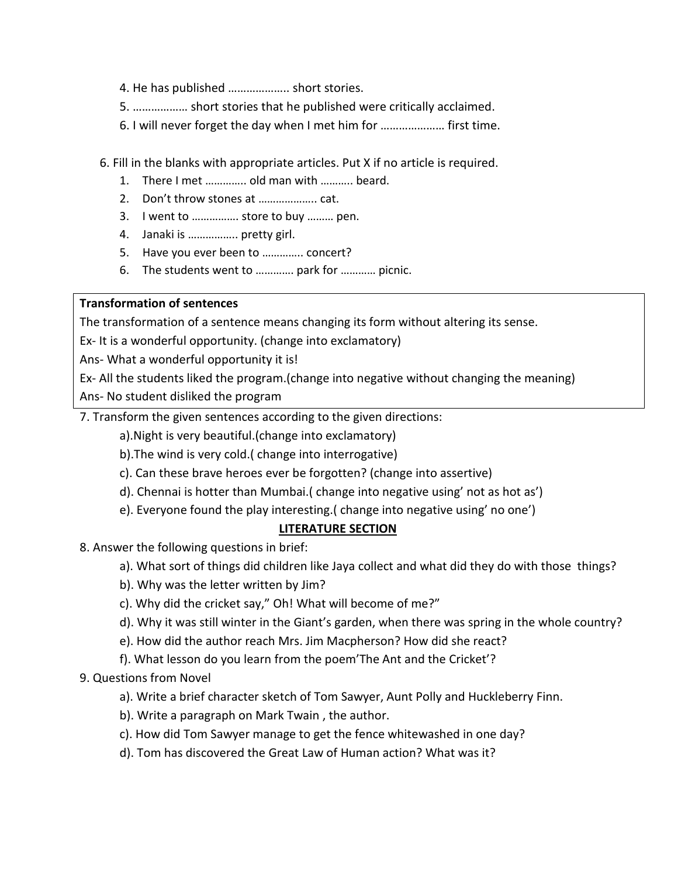4. He has published ……………….. short stories.
5. ……………… short stories that he published were critically acclaimed.
6. I will never forget the day when I met him for ………………… first time.

6. Fill in the blanks with appropriate articles. Put X if no article is required.

1. There I met …………. old man with ………. beard.
2. Don't throw stones at ……………….. cat.
3. I went to ……………. store to buy ……… pen.
4. Janaki is …………….. pretty girl.
5. Have you ever been to …………. concert?
6. The students went to ………… park for ………… picnic.

**Transformation of sentences**

The transformation of a sentence means changing its form without altering its sense.

Ex- It is a wonderful opportunity. (change into exclamatory)

Ans- What a wonderful opportunity it is!

Ex- All the students liked the program.(change into negative without changing the meaning)

Ans- No student disliked the program

7. Transform the given sentences according to the given directions:

a). Night is very beautiful.(change into exclamatory)

b). The wind is very cold.( change into interrogative)

c). Can these brave heroes ever be forgotten? (change into assertive)

d). Chennai is hotter than Mumbai.( change into negative using' not as hot as')

e). Everyone found the play interesting.( change into negative using' no one')

## LITERATURE SECTION

8. Answer the following questions in brief:

a). What sort of things did children like Jaya collect and what did they do with those things?

b). Why was the letter written by Jim?

c). Why did the cricket say," Oh! What will become of me?"

d). Why it was still winter in the Giant's garden, when there was spring in the whole country?

e). How did the author reach Mrs. Jim Macpherson? How did she react?

f). What lesson do you learn from the poem'The Ant and the Cricket'?

9. Questions from Novel

a). Write a brief character sketch of Tom Sawyer, Aunt Polly and Huckleberry Finn.

b). Write a paragraph on Mark Twain , the author.

c). How did Tom Sawyer manage to get the fence whitewashed in one day?

d). Tom has discovered the Great Law of Human action? What was it?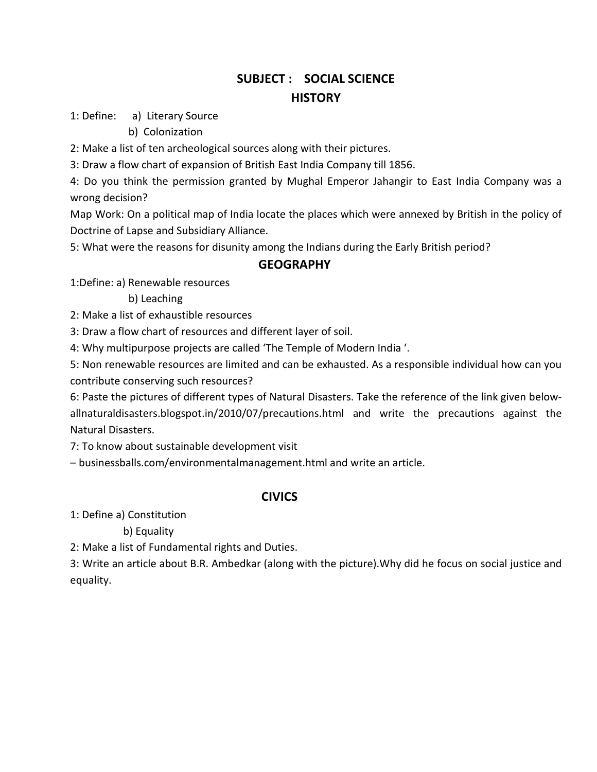# SUBJECT : SOCIAL SCIENCE

## HISTORY

1: Define: a) Literary Source

b) Colonization

2: Make a list of ten archeological sources along with their pictures.

3: Draw a flow chart of expansion of British East India Company till 1856.

4: Do you think the permission granted by Mughal Emperor Jahangir to East India Company was a wrong decision?

Map Work: On a political map of India locate the places which were annexed by British in the policy of Doctrine of Lapse and Subsidiary Alliance.

5: What were the reasons for disunity among the Indians during the Early British period?

## GEOGRAPHY

1:Define: a) Renewable resources

b) Leaching

2: Make a list of exhaustible resources

3: Draw a flow chart of resources and different layer of soil.

4: Why multipurpose projects are called 'The Temple of Modern India '.

5: Non renewable resources are limited and can be exhausted. As a responsible individual how can you contribute conserving such resources?

6: Paste the pictures of different types of Natural Disasters. Take the reference of the link given below- allnaturaldisasters.blogspot.in/2010/07/precautions.html and write the precautions against the Natural Disasters.

7: To know about sustainable development visit

– businessballs.com/environmentalmanagement.html and write an article.

## CIVICS

1: Define a) Constitution

b) Equality

2: Make a list of Fundamental rights and Duties.

3: Write an article about B.R. Ambedkar (along with the picture).Why did he focus on social justice and equality.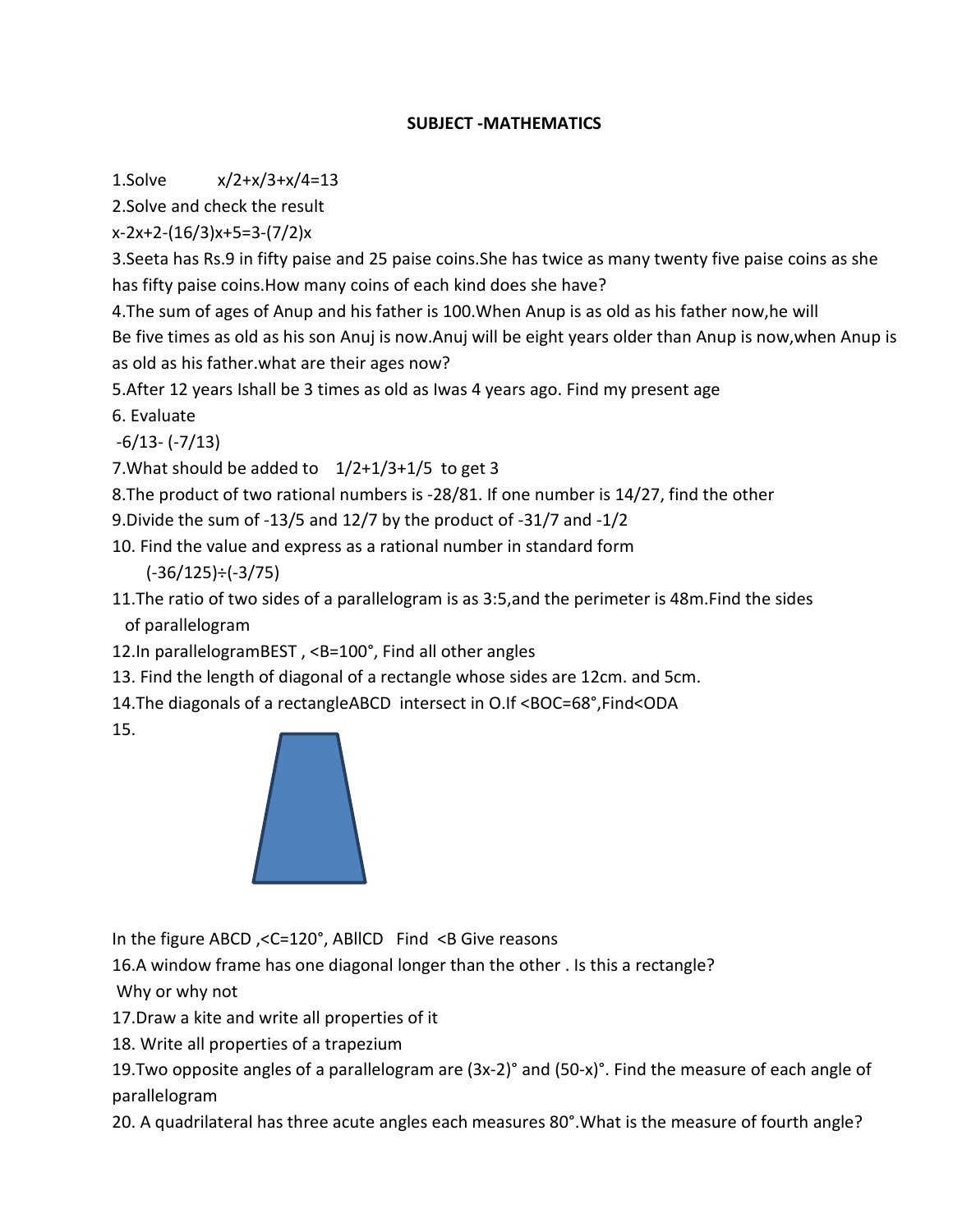# SUBJECT -MATHEMATICS

1.Solve $x/2+x/3+x/4=13$

2.Solve and check the result

$x-2x+2-(16/3)x+5=3-(7/2)x$

3.Seeta has Rs.9 in fifty paise and 25 paise coins.She has twice as many twenty five paise coins as she has fifty paise coins.How many coins of each kind does she have?

4.The sum of ages of Anup and his father is 100.When Anup is as old as his father now,he will Be five times as old as his son Anuj is now.Anuj will be eight years older than Anup is now,when Anup is as old as his father.what are their ages now?

5.After 12 years Ishall be 3 times as old as Iwas 4 years ago. Find my present age

6. Evaluate

$-6/13-(-7/13)$

7.What should be added to $1/2+1/3+1/5$ to get 3

8.The product of two rational numbers is $-28/81$. If one number is $14/27$, find the other

9.Divide the sum of $-13/5$ and $12/7$ by the product of $-31/7$ and $-1/2$

10. Find the value and express as a rational number in standard form

$(-36/125)\div(-3/75)$

11.The ratio of two sides of a parallelogram is as 3:5,and the perimeter is 48m.Find the sides of parallelogram

12.In parallelogramBEST , $\angle B=100°$, Find all other angles

13. Find the length of diagonal of a rectangle whose sides are 12cm. and 5cm.

14.The diagonals of a rectangleABCD intersect in O.If $\angle BOC=68°$,Find $\angle ODA$

15.

In the figure ABCD ,$\angle C=120°$, AB||CD Find $\angle B$ Give reasons

16.A window frame has one diagonal longer than the other . Is this a rectangle? Why or why not

17.Draw a kite and write all properties of it

18. Write all properties of a trapezium

19.Two opposite angles of a parallelogram are $(3x-2)°$ and $(50-x)°$. Find the measure of each angle of parallelogram

20. A quadrilateral has three acute angles each measures 80°.What is the measure of fourth angle?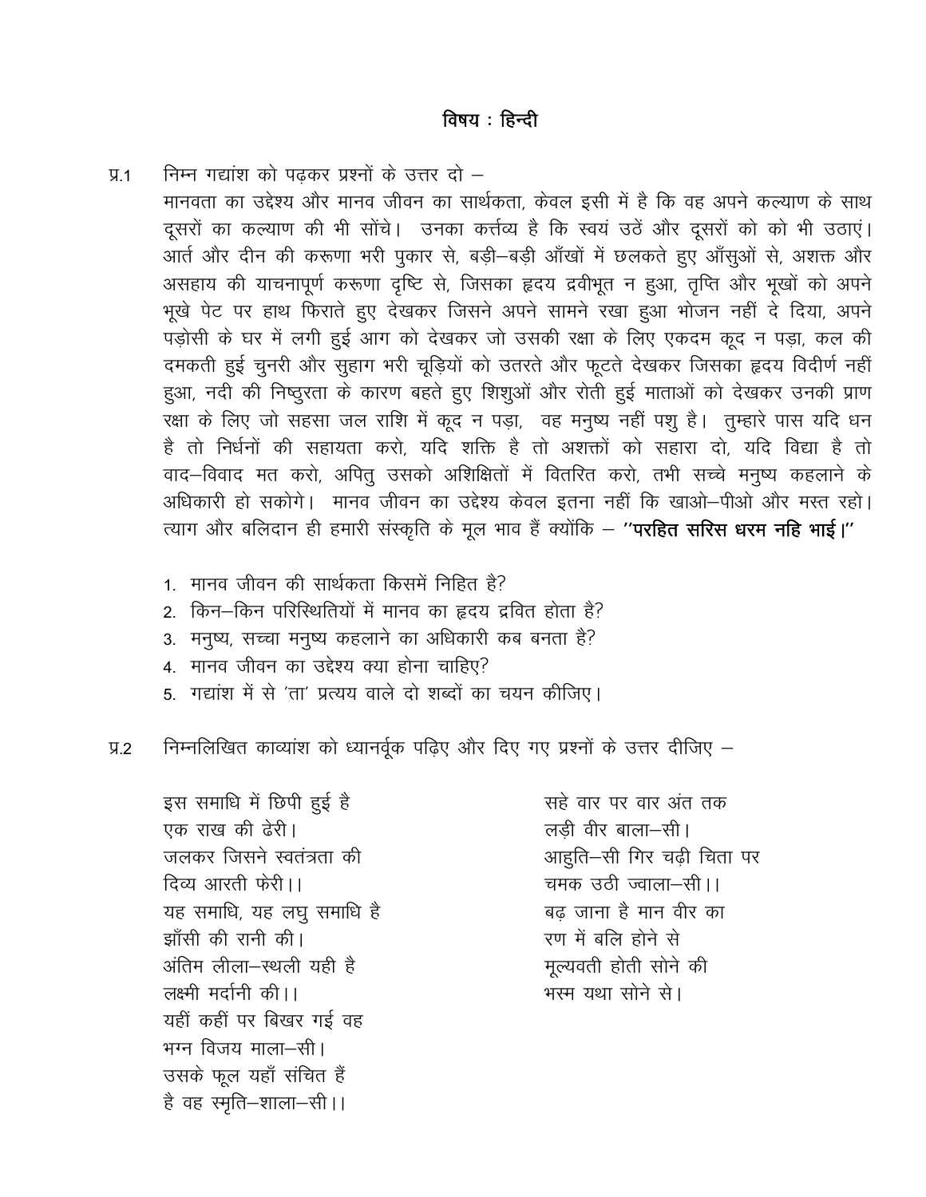## विषय : हिन्दी

प्र.1 निम्न गद्यांश को पढ़कर प्रश्नों के उत्तर दो –

मानवता का उद्देश्य और मानव जीवन का सार्थकता, केवल इसी में है कि वह अपने कल्याण के साथ दूसरों का कल्याण की भी सोंचे। उनका कर्त्तव्य है कि स्वयं उठें और दूसरों को को भी उठाएं। आर्त और दीन की करूणा भरी पुकार से, बड़ी–बड़ी आँखों में छलकते हुए आँसुओं से, अशक्त और असहाय की याचनापूर्ण करूणा दृष्टि से, जिसका हृदय द्रवीभूत न हुआ, तृप्ति और भूखों को अपने भूखे पेट पर हाथ फिराते हुए देखकर जिसने अपने सामने रखा हुआ भोजन नहीं दे दिया, अपने पड़ोसी के घर में लगी हुई आग को देखकर जो उसकी रक्षा के लिए एकदम कूद न पड़ा, कल की दमकती हुई चुनरी और सुहाग भरी चूड़ियों को उतरते और फूटते देखकर जिसका हृदय विदीर्ण नहीं हुआ, नदी की निष्ठुरता के कारण बहते हुए शिशुओं और रोती हुई माताओं को देखकर उनकी प्राण रक्षा के लिए जो सहसा जल राशि में कूद न पड़ा, वह मनुष्य नहीं पशु है। तुम्हारे पास यदि धन है तो निर्धनों की सहायता करो, यदि शक्ति है तो अशक्तों को सहारा दो, यदि विद्या है तो वाद–विवाद मत करो, अपितु उसको अशिक्षितों में वितरित करो, तभी सच्चे मनुष्य कहलाने के अधिकारी हो सकोगे। मानव जीवन का उद्देश्य केवल इतना नहीं कि खाओ–पीओ और मस्त रहो। त्याग और बलिदान ही हमारी संस्कृति के मूल भाव हैं क्योंकि – **''परहित सरिस धरम नहि भाई।''**

1. मानव जीवन की सार्थकता किसमें निहित है?
2. किन–किन परिस्थितियों में मानव का हृदय द्रवित होता है?
3. मनुष्य, सच्चा मनुष्य कहलाने का अधिकारी कब बनता है?
4. मानव जीवन का उद्देश्य क्या होना चाहिए?
5. गद्यांश में से 'ता' प्रत्यय वाले दो शब्दों का चयन कीजिए।

प्र.2 निम्नलिखित काव्यांश को ध्यानर्वूक पढ़िए और दिए गए प्रश्नों के उत्तर दीजिए –

इस समाधि में छिपी हुई है  
एक राख की ढेरी।  
जलकर जिसने स्वतंत्रता की  
दिव्य आरती फेरी।।  
यह समाधि, यह लघु समाधि है  
झाँसी की रानी की।  
अंतिम लीला–स्थली यही है  
लक्ष्मी मर्दानी की।।  
यहीं कहीं पर बिखर गई वह  
भग्न विजय माला–सी।  
उसके फूल यहाँ संचित हैं  
है वह स्मृति–शाला–सी।।

सहे वार पर वार अंत तक  
लड़ी वीर बाला–सी।  
आहुति–सी गिर चढ़ी चिता पर  
चमक उठी ज्वाला–सी।।  
बढ़ जाना है मान वीर का  
रण में बलि होने से  
मूल्यवती होती सोने की  
भस्म यथा सोने से।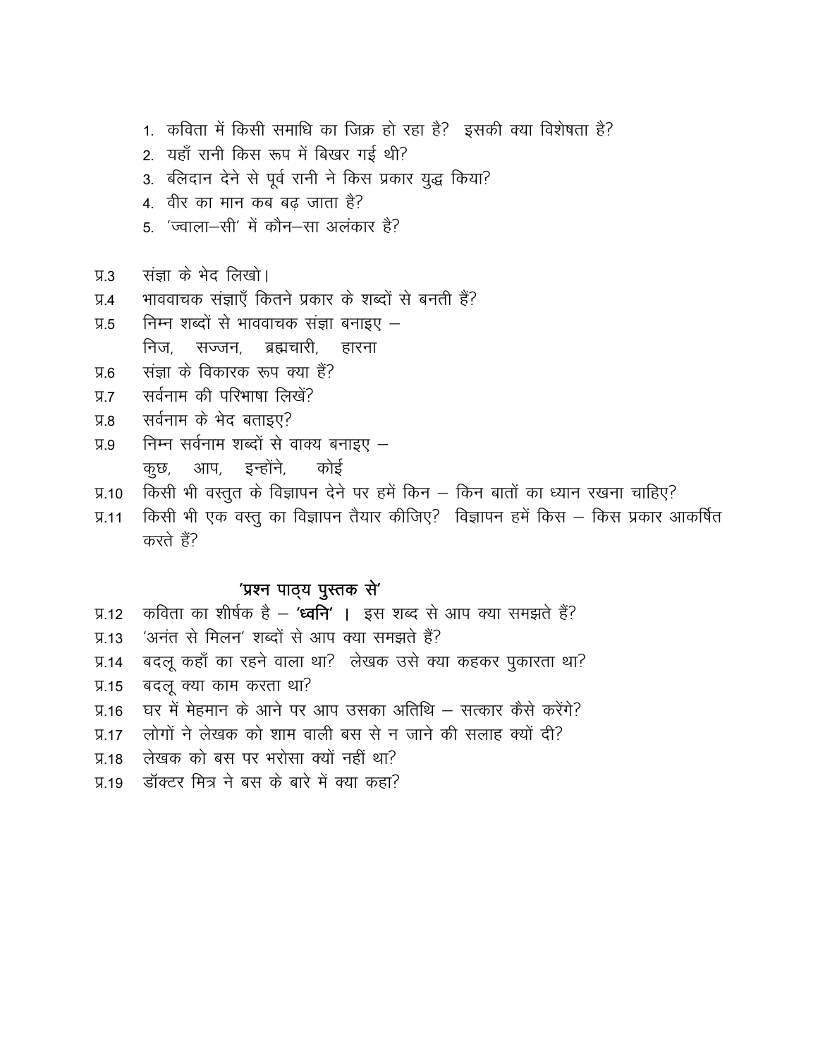1. कविता में किसी समाधि का जिक्र हो रहा है? इसकी क्या विशेषता है?
2. यहाँ रानी किस रूप में बिखर गई थी?
3. बलिदान देने से पूर्व रानी ने किस प्रकार युद्ध किया?
4. वीर का मान कब बढ़ जाता है?
5. 'ज्वाला–सी' में कौन–सा अलंकार है?

प्र.3 संज्ञा के भेद लिखो।

प्र.4 भाववाचक संज्ञाएँ कितने प्रकार के शब्दों से बनती हैं?

प्र.5 निम्न शब्दों से भाववाचक संज्ञा बनाइए –
निज, सज्जन, ब्रह्मचारी, हारना

प्र.6 संज्ञा के विकारक रूप क्या हैं?

प्र.7 सर्वनाम की परिभाषा लिखें?

प्र.8 सर्वनाम के भेद बताइए?

प्र.9 निम्न सर्वनाम शब्दों से वाक्य बनाइए –
कुछ, आप, इन्होंने, कोई

प्र.10 किसी भी वस्तुत के विज्ञापन देने पर हमें किन – किन बातों का ध्यान रखना चाहिए?

प्र.11 किसी भी एक वस्तु का विज्ञापन तैयार कीजिए? विज्ञापन हमें किस – किस प्रकार आकर्षित करते हैं?

## 'प्रश्न पाठ्य पुस्तक से'

प्र.12 कविता का शीर्षक है – **'ध्वनि'** । इस शब्द से आप क्या समझते हैं?

प्र.13 'अनंत से मिलन' शब्दों से आप क्या समझते हैं?

प्र.14 बदलू कहाँ का रहने वाला था? लेखक उसे क्या कहकर पुकारता था?

प्र.15 बदलू क्या काम करता था?

प्र.16 घर में मेहमान के आने पर आप उसका अतिथि – सत्कार कैसे करेंगे?

प्र.17 लोगों ने लेखक को शाम वाली बस से न जाने की सलाह क्यों दी?

प्र.18 लेखक को बस पर भरोसा क्यों नहीं था?

प्र.19 डॉक्टर मित्र ने बस के बारे में क्या कहा?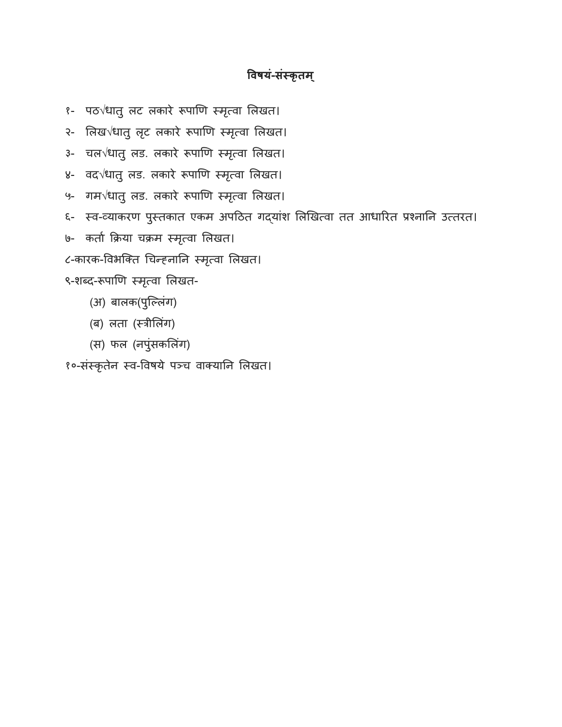**विषयं-संस्कृतम्**

१- पठ√धातु लट लकारे रूपाणि स्मृत्वा लिखत।

२- लिख√धातु लृट लकारे रूपाणि स्मृत्वा लिखत।

३- चल√धातु लङ. लकारे रूपाणि स्मृत्वा लिखत।

४- वद√धातु लङ. लकारे रूपाणि स्मृत्वा लिखत।

५- गम√धातु लङ. लकारे रूपाणि स्मृत्वा लिखत।

६- स्व-व्याकरण पुस्तकात एकम अपठित गद्यांश लिखित्वा तत आधारित प्रश्नानि उत्तरत।

७- कर्ता क्रिया चक्रम स्मृत्वा लिखत।

८-कारक-विभक्ति चिन्ह्नानि स्मृत्वा लिखत।

९-शब्द-रूपाणि स्मृत्वा लिखत-

(अ) बालक(पुल्लिंग)

(ब) लता (स्त्रीलिंग)

(स) फल (नपुंसकलिंग)

१०-संस्कृतेन स्व-विषये पञ्च वाक्यानि लिखत।